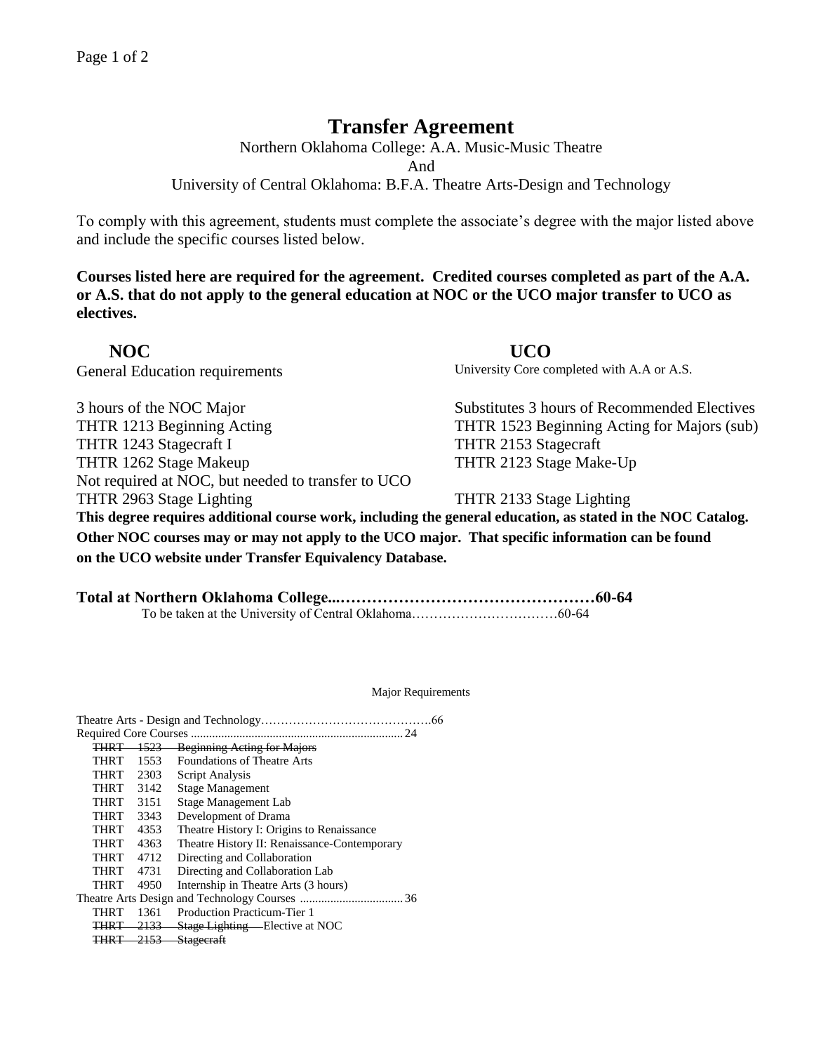# Transfer Agreement

Northern Oklahoma College: A.A. Music-Music Theatre
And
University of Central Oklahoma: B.F.A. Theatre Arts-Design and Technology

To comply with this agreement, students must complete the associate's degree with the major listed above and include the specific courses listed below.

**Courses listed here are required for the agreement. Credited courses completed as part of the A.A. or A.S. that do not apply to the general education at NOC or the UCO major transfer to UCO as electives.**

| **NOC** | **UCO** |
|---|---|
| General Education requirements | University Core completed with A.A or A.S. |
| 3 hours of the NOC Major | Substitutes 3 hours of Recommended Electives |
| THTR 1213 Beginning Acting | THTR 1523 Beginning Acting for Majors (sub) |
| THTR 1243 Stagecraft I | THTR 2153 Stagecraft |
| THTR 1262 Stage Makeup | THTR 2123 Stage Make-Up |
| Not required at NOC, but needed to transfer to UCO | |
| THTR 2963 Stage Lighting | THTR 2133 Stage Lighting |

**This degree requires additional course work, including the general education, as stated in the NOC Catalog. Other NOC courses may or may not apply to the UCO major. That specific information can be found on the UCO website under Transfer Equivalency Database.**

**Total at Northern Oklahoma College...............................................60-64**

To be taken at the University of Central Oklahoma................................60-64

Major Requirements

Theatre Arts - Design and Technology.........................................66

Required Core Courses .......................................................................24

- ~~THRT 1523 Beginning Acting for Majors~~
- THRT 1553 Foundations of Theatre Arts
- THRT 2303 Script Analysis
- THRT 3142 Stage Management
- THRT 3151 Stage Management Lab
- THRT 3343 Development of Drama
- THRT 4353 Theatre History I: Origins to Renaissance
- THRT 4363 Theatre History II: Renaissance-Contemporary
- THRT 4712 Directing and Collaboration
- THRT 4731 Directing and Collaboration Lab
- THRT 4950 Internship in Theatre Arts (3 hours)

Theatre Arts Design and Technology Courses ..................................36

- THRT 1361 Production Practicum-Tier 1
- ~~THRT 2133 Stage Lighting~~ Elective at NOC
- ~~THRT 2153 Stagecraft~~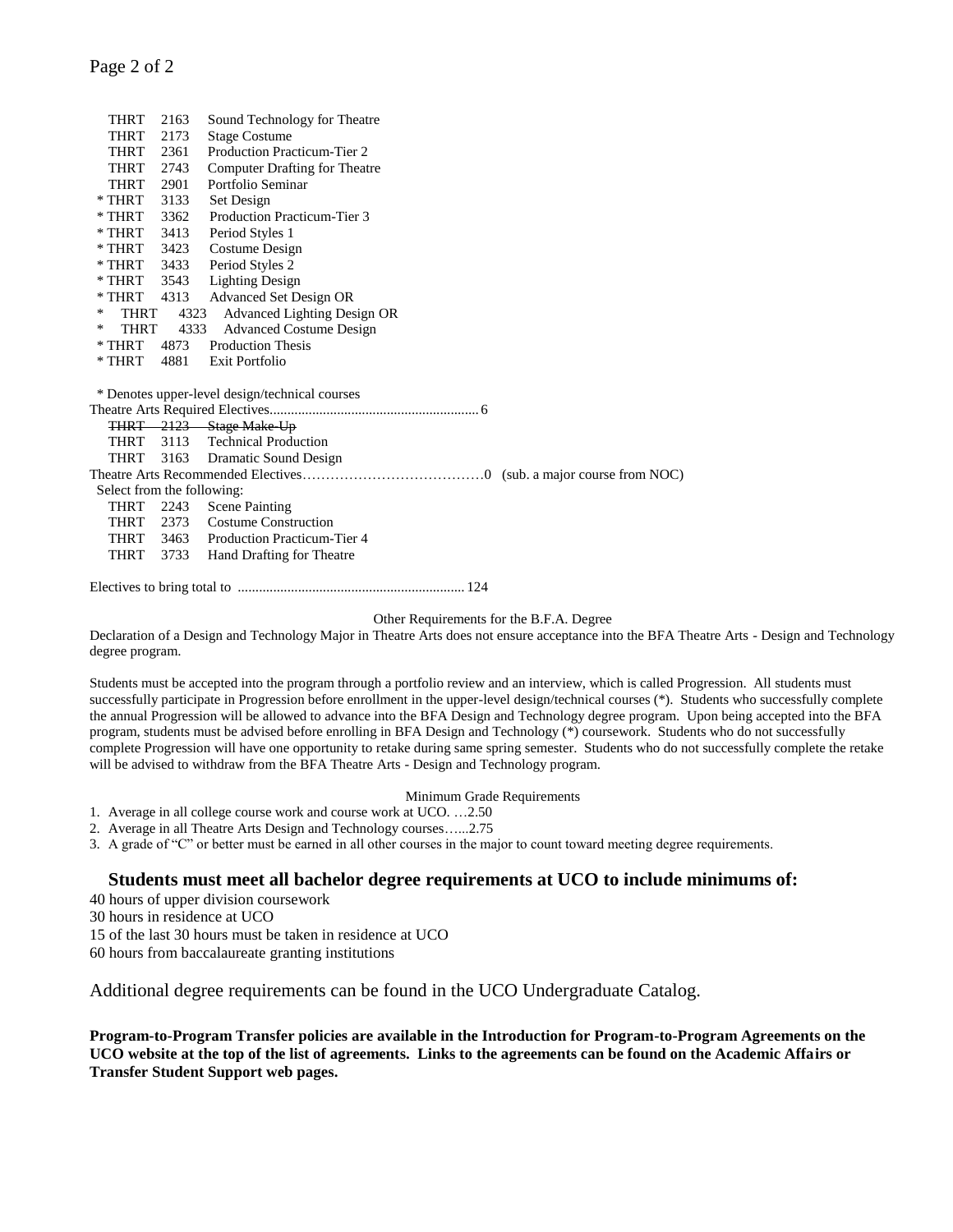THRT 2163 Sound Technology for Theatre
THRT 2173 Stage Costume
THRT 2361 Production Practicum-Tier 2
THRT 2743 Computer Drafting for Theatre
THRT 2901 Portfolio Seminar
* THRT 3133 Set Design
* THRT 3362 Production Practicum-Tier 3
* THRT 3413 Period Styles 1
* THRT 3423 Costume Design
* THRT 3433 Period Styles 2
* THRT 3543 Lighting Design
* THRT 4313 Advanced Set Design OR
* THRT 4323 Advanced Lighting Design OR
* THRT 4333 Advanced Costume Design
* THRT 4873 Production Thesis
* THRT 4881 Exit Portfolio

* Denotes upper-level design/technical courses

Theatre Arts Required Electives.......................................................... 6
~~THRT 2123 Stage Make-Up~~
THRT 3113 Technical Production
THRT 3163 Dramatic Sound Design

Theatre Arts Recommended Electives…………………………………0 (sub. a major course from NOC)
Select from the following:
THRT 2243 Scene Painting
THRT 2373 Costume Construction
THRT 3463 Production Practicum-Tier 4
THRT 3733 Hand Drafting for Theatre

Electives to bring total to ................................................................ 124

Other Requirements for the B.F.A. Degree

Declaration of a Design and Technology Major in Theatre Arts does not ensure acceptance into the BFA Theatre Arts - Design and Technology degree program.

Students must be accepted into the program through a portfolio review and an interview, which is called Progression. All students must successfully participate in Progression before enrollment in the upper-level design/technical courses (*). Students who successfully complete the annual Progression will be allowed to advance into the BFA Design and Technology degree program. Upon being accepted into the BFA program, students must be advised before enrolling in BFA Design and Technology (*) coursework. Students who do not successfully complete Progression will have one opportunity to retake during same spring semester. Students who do not successfully complete the retake will be advised to withdraw from the BFA Theatre Arts - Design and Technology program.

Minimum Grade Requirements

1. Average in all college course work and course work at UCO. …2.50
2. Average in all Theatre Arts Design and Technology courses…...2.75
3. A grade of "C" or better must be earned in all other courses in the major to count toward meeting degree requirements.

## Students must meet all bachelor degree requirements at UCO to include minimums of:

40 hours of upper division coursework
30 hours in residence at UCO
15 of the last 30 hours must be taken in residence at UCO
60 hours from baccalaureate granting institutions

Additional degree requirements can be found in the UCO Undergraduate Catalog.

**Program-to-Program Transfer policies are available in the Introduction for Program-to-Program Agreements on the UCO website at the top of the list of agreements. Links to the agreements can be found on the Academic Affairs or Transfer Student Support web pages.**